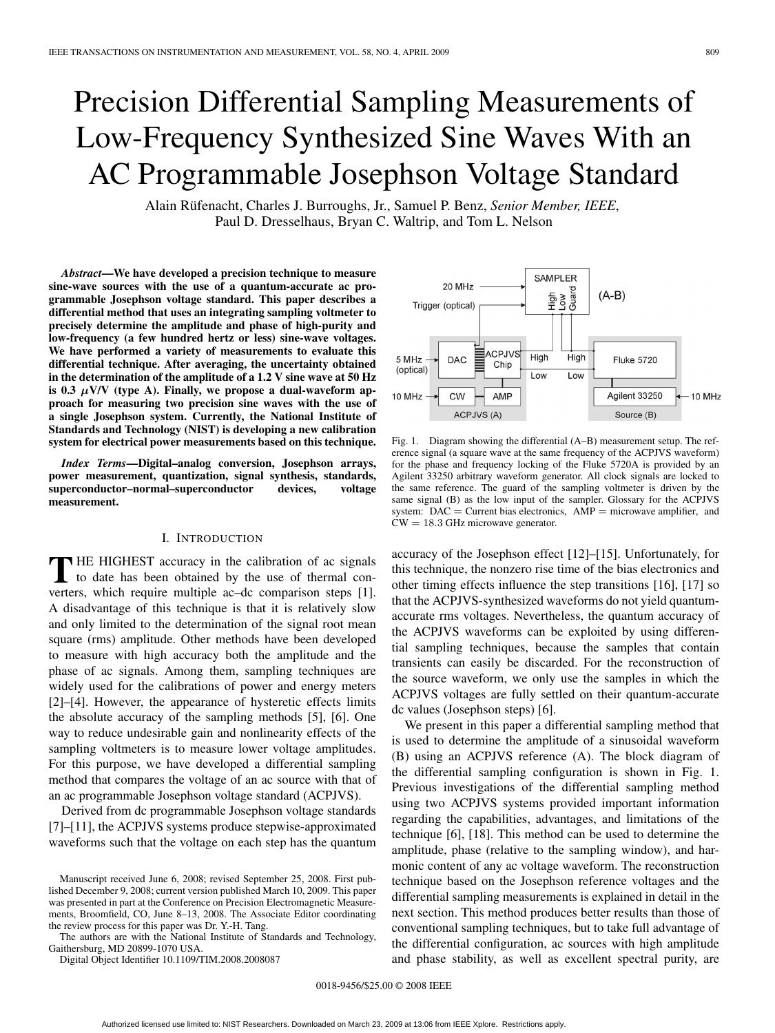# Precision Differential Sampling Measurements of Low-Frequency Synthesized Sine Waves With an AC Programmable Josephson Voltage Standard

Alain Rüfenacht, Charles J. Burroughs, Jr., Samuel P. Benz, *Senior Member, IEEE*, Paul D. Dresselhaus, Bryan C. Waltrip, and Tom L. Nelson

***Abstract*—We have developed a precision technique to measure sine-wave sources with the use of a quantum-accurate ac programmable Josephson voltage standard. This paper describes a differential method that uses an integrating sampling voltmeter to precisely determine the amplitude and phase of high-purity and low-frequency (a few hundred hertz or less) sine-wave voltages. We have performed a variety of measurements to evaluate this differential technique. After averaging, the uncertainty obtained in the determination of the amplitude of a 1.2 V sine wave at 50 Hz is 0.3 $\mu$V/V (type A). Finally, we propose a dual-waveform approach for measuring two precision sine waves with the use of a single Josephson system. Currently, the National Institute of Standards and Technology (NIST) is developing a new calibration system for electrical power measurements based on this technique.**

***Index Terms*—Digital–analog conversion, Josephson arrays, power measurement, quantization, signal synthesis, standards, superconductor–normal–superconductor devices, voltage measurement.**

## I. Introduction

The highest accuracy in the calibration of ac signals to date has been obtained by the use of thermal converters, which require multiple ac–dc comparison steps [1]. A disadvantage of this technique is that it is relatively slow and only limited to the determination of the signal root mean square (rms) amplitude. Other methods have been developed to measure with high accuracy both the amplitude and the phase of ac signals. Among them, sampling techniques are widely used for the calibrations of power and energy meters [2]–[4]. However, the appearance of hysteretic effects limits the absolute accuracy of the sampling methods [5], [6]. One way to reduce undesirable gain and nonlinearity effects of the sampling voltmeters is to measure lower voltage amplitudes. For this purpose, we have developed a differential sampling method that compares the voltage of an ac source with that of an ac programmable Josephson voltage standard (ACPJVS).

Derived from dc programmable Josephson voltage standards [7]–[11], the ACPJVS systems produce stepwise-approximated waveforms such that the voltage on each step has the quantum accuracy of the Josephson effect [12]–[15]. Unfortunately, for this technique, the nonzero rise time of the bias electronics and other timing effects influence the step transitions [16], [17] so that the ACPJVS-synthesized waveforms do not yield quantum-accurate rms voltages. Nevertheless, the quantum accuracy of the ACPJVS waveforms can be exploited by using differential sampling techniques, because the samples that contain transients can easily be discarded. For the reconstruction of the source waveform, we only use the samples in which the ACPJVS voltages are fully settled on their quantum-accurate dc values (Josephson steps) [6].

Fig. 1. Diagram showing the differential (A–B) measurement setup. The reference signal (a square wave at the same frequency of the ACPJVS waveform) for the phase and frequency locking of the Fluke 5720A is provided by an Agilent 33250 arbitrary waveform generator. All clock signals are locked to the same reference. The guard of the sampling voltmeter is driven by the same signal (B) as the low input of the sampler. Glossary for the ACPJVS system: DAC = Current bias electronics, AMP = microwave amplifier, and CW = 18.3 GHz microwave generator.

We present in this paper a differential sampling method that is used to determine the amplitude of a sinusoidal waveform (B) using an ACPJVS reference (A). The block diagram of the differential sampling configuration is shown in Fig. 1. Previous investigations of the differential sampling method using two ACPJVS systems provided important information regarding the capabilities, advantages, and limitations of the technique [6], [18]. This method can be used to determine the amplitude, phase (relative to the sampling window), and harmonic content of any ac voltage waveform. The reconstruction technique based on the Josephson reference voltages and the differential sampling measurements is explained in detail in the next section. This method produces better results than those of conventional sampling techniques, but to take full advantage of the differential configuration, ac sources with high amplitude and phase stability, as well as excellent spectral purity, are

Manuscript received June 6, 2008; revised September 25, 2008. First published December 9, 2008; current version published March 10, 2009. This paper was presented in part at the Conference on Precision Electromagnetic Measurements, Broomfield, CO, June 8–13, 2008. The Associate Editor coordinating the review process for this paper was Dr. Y.-H. Tang.

The authors are with the National Institute of Standards and Technology, Gaithersburg, MD 20899-1070 USA.

Digital Object Identifier 10.1109/TIM.2008.2008087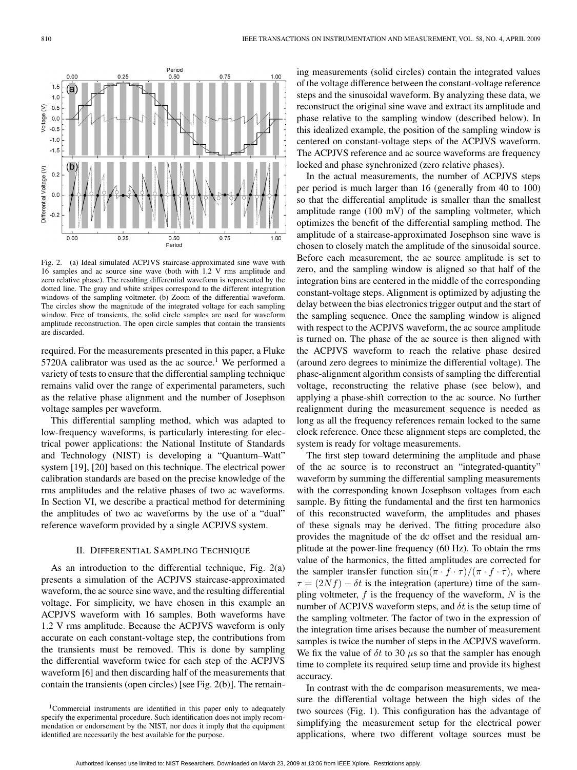Period
0.00 0.25 0.50 0.75 1.00
(a)
Voltage (V)
1.5
1.0
0.5
0.0
-0.5
-1.0
-1.5
(b)
Differential Voltage (V)
0.2
0.0
-0.2
0.00 0.25 0.50 0.75 1.00
Period

Fig. 2. (a) Ideal simulated ACPJVS staircase-approximated sine wave with 16 samples and ac source sine wave (both with 1.2 V rms amplitude and zero relative phase). The resulting differential waveform is represented by the dotted line. The gray and white stripes correspond to the different integration windows of the sampling voltmeter. (b) Zoom of the differential waveform. The circles show the magnitude of the integrated voltage for each sampling window. Free of transients, the solid circle samples are used for waveform amplitude reconstruction. The open circle samples that contain the transients are discarded.

required. For the measurements presented in this paper, a Fluke 5720A calibrator was used as the ac source.[1] We performed a variety of tests to ensure that the differential sampling technique remains valid over the range of experimental parameters, such as the relative phase alignment and the number of Josephson voltage samples per waveform.

This differential sampling method, which was adapted to low-frequency waveforms, is particularly interesting for electrical power applications: the National Institute of Standards and Technology (NIST) is developing a "Quantum–Watt" system [19], [20] based on this technique. The electrical power calibration standards are based on the precise knowledge of the rms amplitudes and the relative phases of two ac waveforms. In Section VI, we describe a practical method for determining the amplitudes of two ac waveforms by the use of a "dual" reference waveform provided by a single ACPJVS system.

## II. Differential Sampling Technique

As an introduction to the differential technique, Fig. 2(a) presents a simulation of the ACPJVS staircase-approximated waveform, the ac source sine wave, and the resulting differential voltage. For simplicity, we have chosen in this example an ACPJVS waveform with 16 samples. Both waveforms have 1.2 V rms amplitude. Because the ACPJVS waveform is only accurate on each constant-voltage step, the contributions from the transients must be removed. This is done by sampling the differential waveform twice for each step of the ACPJVS waveform [6] and then discarding half of the measurements that contain the transients (open circles) [see Fig. 2(b)]. The remaining measurements (solid circles) contain the integrated values of the voltage difference between the constant-voltage reference steps and the sinusoidal waveform. By analyzing these data, we reconstruct the original sine wave and extract its amplitude and phase relative to the sampling window (described below). In this idealized example, the position of the sampling window is centered on constant-voltage steps of the ACPJVS waveform. The ACPJVS reference and ac source waveforms are frequency locked and phase synchronized (zero relative phases).

In the actual measurements, the number of ACPJVS steps per period is much larger than 16 (generally from 40 to 100) so that the differential amplitude is smaller than the smallest amplitude range (100 mV) of the sampling voltmeter, which optimizes the benefit of the differential sampling method. The amplitude of a staircase-approximated Josephson sine wave is chosen to closely match the amplitude of the sinusoidal source. Before each measurement, the ac source amplitude is set to zero, and the sampling window is aligned so that half of the integration bins are centered in the middle of the corresponding constant-voltage steps. Alignment is optimized by adjusting the delay between the bias electronics trigger output and the start of the sampling sequence. Once the sampling window is aligned with respect to the ACPJVS waveform, the ac source amplitude is turned on. The phase of the ac source is then aligned with the ACPJVS waveform to reach the relative phase desired (around zero degrees to minimize the differential voltage). The phase-alignment algorithm consists of sampling the differential voltage, reconstructing the relative phase (see below), and applying a phase-shift correction to the ac source. No further realignment during the measurement sequence is needed as long as all the frequency references remain locked to the same clock reference. Once these alignment steps are completed, the system is ready for voltage measurements.

The first step toward determining the amplitude and phase of the ac source is to reconstruct an "integrated-quantity" waveform by summing the differential sampling measurements with the corresponding known Josephson voltages from each sample. By fitting the fundamental and the first ten harmonics of this reconstructed waveform, the amplitudes and phases of these signals may be derived. The fitting procedure also provides the magnitude of the dc offset and the residual amplitude at the power-line frequency (60 Hz). To obtain the rms value of the harmonics, the fitted amplitudes are corrected for the sampler transfer function $\sin(\pi \cdot f \cdot \tau)/(\pi \cdot f \cdot \tau)$, where $\tau = (2Nf) - \delta t$ is the integration (aperture) time of the sampling voltmeter, $f$ is the frequency of the waveform, $N$ is the number of ACPJVS waveform steps, and $\delta t$ is the setup time of the sampling voltmeter. The factor of two in the expression of the integration time arises because the number of measurement samples is twice the number of steps in the ACPJVS waveform. We fix the value of $\delta t$ to 30 $\mu$s so that the sampler has enough time to complete its required setup time and provide its highest accuracy.

In contrast with the dc comparison measurements, we measure the differential voltage between the high sides of the two sources (Fig. 1). This configuration has the advantage of simplifying the measurement setup for the electrical power applications, where two different voltage sources must be

[1]Commercial instruments are identified in this paper only to adequately specify the experimental procedure. Such identification does not imply recommendation or endorsement by the NIST, nor does it imply that the equipment identified are necessarily the best available for the purpose.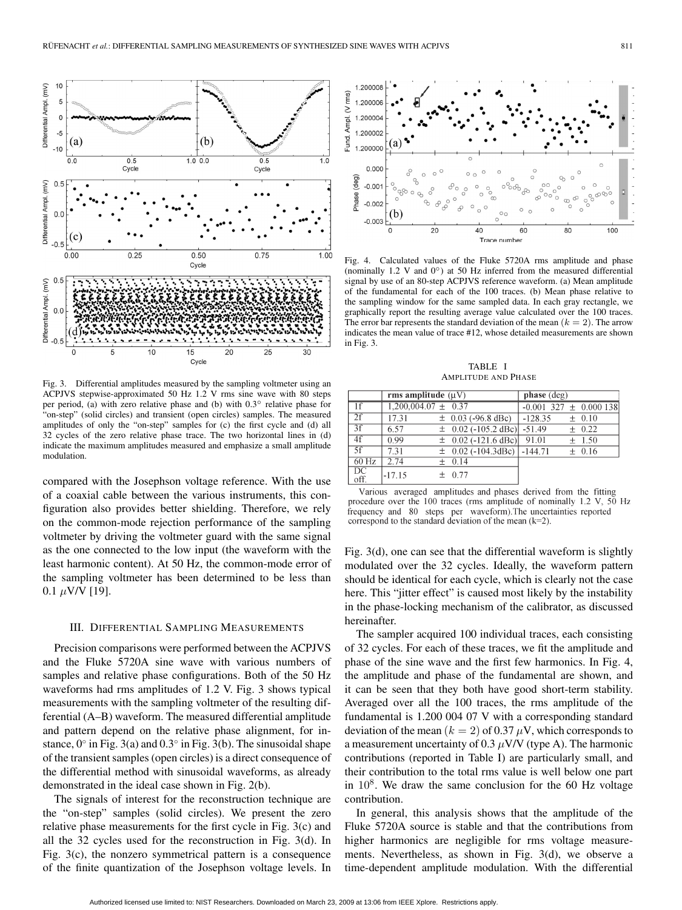Differential Ampl. (mV)
10
5
0
-5
-10
(a)
0.0
0.5
Cycle
1.0
(b)
0.0
0.5
Cycle
1.0

Differential Ampl. (mV)
0.5
0.0
-0.5
(c)
0.00
0.25
0.50
Cycle
0.75
1.00

Differential Ampl. (mV)
0.5
0.0
-0.5
(d)
0
5
10
15
Cycle
20
25
30

Fig. 3. Differential amplitudes measured by the sampling voltmeter using an ACPJVS stepwise-approximated 50 Hz 1.2 V rms sine wave with 80 steps per period, (a) with zero relative phase and (b) with 0.3° relative phase for "on-step" (solid circles) and transient (open circles) samples. The measured amplitudes of only the "on-step" samples for (c) the first cycle and (d) all 32 cycles of the zero relative phase trace. The two horizontal lines in (d) indicate the maximum amplitudes measured and emphasize a small amplitude modulation.

compared with the Josephson voltage reference. With the use of a coaxial cable between the various instruments, this configuration also provides better shielding. Therefore, we rely on the common-mode rejection performance of the sampling voltmeter by driving the voltmeter guard with the same signal as the one connected to the low input (the waveform with the least harmonic content). At 50 Hz, the common-mode error of the sampling voltmeter has been determined to be less than 0.1 $\mu$V/V [19].

## III. Differential Sampling Measurements

Precision comparisons were performed between the ACPJVS and the Fluke 5720A sine wave with various numbers of samples and relative phase configurations. Both of the 50 Hz waveforms had rms amplitudes of 1.2 V. Fig. 3 shows typical measurements with the sampling voltmeter of the resulting differential (A–B) waveform. The measured differential amplitude and pattern depend on the relative phase alignment, for instance, 0° in Fig. 3(a) and 0.3° in Fig. 3(b). The sinusoidal shape of the transient samples (open circles) is a direct consequence of the differential method with sinusoidal waveforms, as already demonstrated in the ideal case shown in Fig. 2(b).

The signals of interest for the reconstruction technique are the "on-step" samples (solid circles). We present the zero relative phase measurements for the first cycle in Fig. 3(c) and all the 32 cycles used for the reconstruction in Fig. 3(d). In Fig. 3(c), the nonzero symmetrical pattern is a consequence of the finite quantization of the Josephson voltage levels. In Fig. 3(d), one can see that the differential waveform is slightly modulated over the 32 cycles. Ideally, the waveform pattern should be identical for each cycle, which is clearly not the case here. This "jitter effect" is caused most likely by the instability in the phase-locking mechanism of the calibrator, as discussed hereinafter.

Fund. Ampl. (V rms)
1.200008
1.200006
1.200004
1.200002
1.200000
(a)

Phase (deg)
0.000
-0.001
-0.002
-0.003
(b)
0
20
40
60
80
100
Trace number

Fig. 4. Calculated values of the Fluke 5720A rms amplitude and phase (nominally 1.2 V and 0°) at 50 Hz inferred from the measured differential signal by use of an 80-step ACPJVS reference waveform. (a) Mean amplitude of the fundamental for each of the 100 traces. (b) Mean phase relative to the sampling window for the same sampled data. In each gray rectangle, we graphically report the resulting average value calculated over the 100 traces. The error bar represents the standard deviation of the mean ($k = 2$). The arrow indicates the mean value of trace #12, whose detailed measurements are shown in Fig. 3.

TABLE I
Amplitude and Phase

| | **rms amplitude** ($\mu$V) | **phase** (deg) |
|---|---|---|
| 1f | 1,200,004.07 ± 0.37 | -0.001 327 ± 0.000 138 |
| 2f | 17.31 ± 0.03 (-96.8 dBc) | -128.35 ± 0.10 |
| 3f | 6.57 ± 0.02 (-105.2 dBc) | -51.49 ± 0.22 |
| 4f | 0.99 ± 0.02 (-121.6 dBc) | 91.01 ± 1.50 |
| 5f | 7.31 ± 0.02 (-104.3dBc) | -144.71 ± 0.16 |
| 60 Hz | 2.74 ± 0.14 | |
| DC off. | -17.15 ± 0.77 | |

Various averaged amplitudes and phases derived from the fitting procedure over the 100 traces (rms amplitude of nominally 1.2 V, 50 Hz frequency and 80 steps per waveform).The uncertainties reported correspond to the standard deviation of the mean (k=2).

The sampler acquired 100 individual traces, each consisting of 32 cycles. For each of these traces, we fit the amplitude and phase of the sine wave and the first few harmonics. In Fig. 4, the amplitude and phase of the fundamental are shown, and it can be seen that they both have good short-term stability. Averaged over all the 100 traces, the rms amplitude of the fundamental is 1.200 004 07 V with a corresponding standard deviation of the mean ($k = 2$) of 0.37 $\mu$V, which corresponds to a measurement uncertainty of 0.3 $\mu$V/V (type A). The harmonic contributions (reported in Table I) are particularly small, and their contribution to the total rms value is well below one part in $10^8$. We draw the same conclusion for the 60 Hz voltage contribution.

In general, this analysis shows that the amplitude of the Fluke 5720A source is stable and that the contributions from higher harmonics are negligible for rms voltage measurements. Nevertheless, as shown in Fig. 3(d), we observe a time-dependent amplitude modulation. With the differential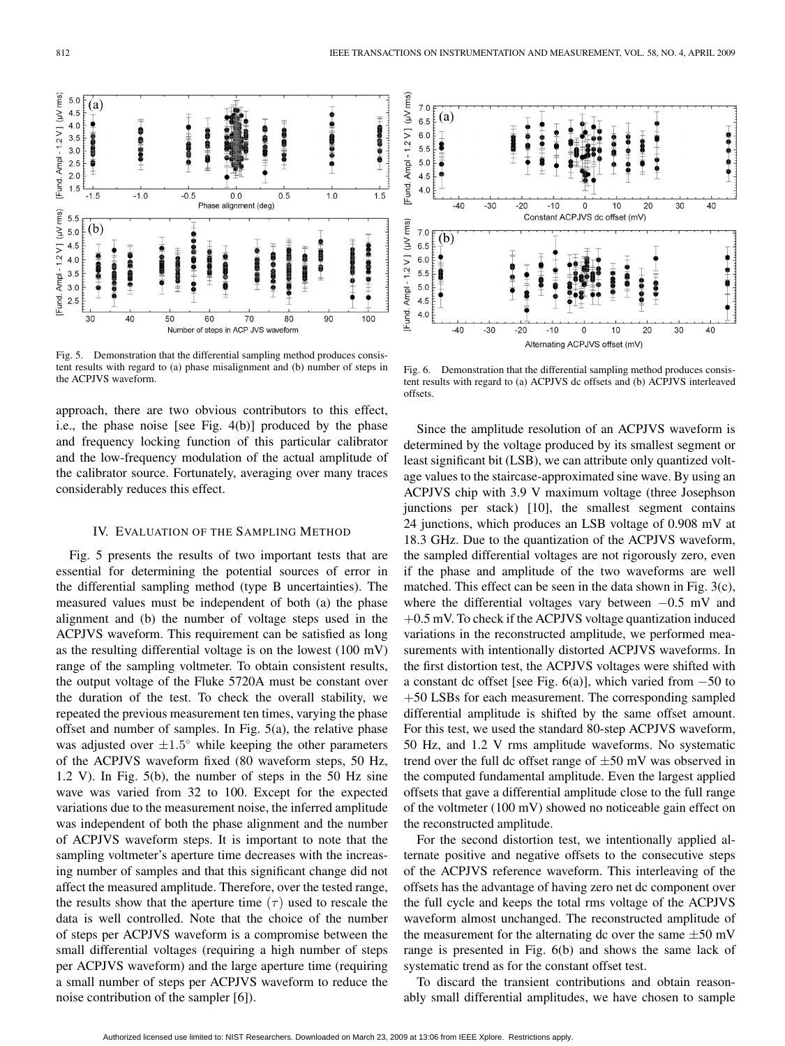(a)

[Fund. Ampl - 1.2 V] (μV rms)

5.0 4.5 4.0 3.5 3.0 2.5 2.0 1.5

-1.5 -1.0 -0.5 0.0 0.5 1.0 1.5

Phase alignment (deg)

(b)

[Fund. Ampl - 1.2 V] (μV rms)

5.5 5.0 4.5 4.0 3.5 3.0 2.5

30 40 50 60 70 80 90 100

Number of steps in ACP JVS waveform

Fig. 5. Demonstration that the differential sampling method produces consistent results with regard to (a) phase misalignment and (b) number of steps in the ACPJVS waveform.

(a)

[Fund. Ampl - 1.2 V] (μV rms)

7.0 6.5 6.0 5.5 5.0 4.5 4.0

-40 -30 -20 -10 0 10 20 30 40

Constant ACPJVS dc offset (mV)

(b)

[Fund. Ampl - 1.2 V] (μV rms)

7.0 6.5 6.0 5.5 5.0 4.5 4.0

-40 -30 -20 -10 0 10 20 30 40

Alternating ACPJVS offset (mV)

Fig. 6. Demonstration that the differential sampling method produces consistent results with regard to (a) ACPJVS dc offsets and (b) ACPJVS interleaved offsets.

approach, there are two obvious contributors to this effect, i.e., the phase noise [see Fig. 4(b)] produced by the phase and frequency locking function of this particular calibrator and the low-frequency modulation of the actual amplitude of the calibrator source. Fortunately, averaging over many traces considerably reduces this effect.

## IV. Evaluation of the Sampling Method

Fig. 5 presents the results of two important tests that are essential for determining the potential sources of error in the differential sampling method (type B uncertainties). The measured values must be independent of both (a) the phase alignment and (b) the number of voltage steps used in the ACPJVS waveform. This requirement can be satisfied as long as the resulting differential voltage is on the lowest (100 mV) range of the sampling voltmeter. To obtain consistent results, the output voltage of the Fluke 5720A must be constant over the duration of the test. To check the overall stability, we repeated the previous measurement ten times, varying the phase offset and number of samples. In Fig. 5(a), the relative phase was adjusted over $\pm 1.5^\circ$ while keeping the other parameters of the ACPJVS waveform fixed (80 waveform steps, 50 Hz, 1.2 V). In Fig. 5(b), the number of steps in the 50 Hz sine wave was varied from 32 to 100. Except for the expected variations due to the measurement noise, the inferred amplitude was independent of both the phase alignment and the number of ACPJVS waveform steps. It is important to note that the sampling voltmeter's aperture time decreases with the increasing number of samples and that this significant change did not affect the measured amplitude. Therefore, over the tested range, the results show that the aperture time ($\tau$) used to rescale the data is well controlled. Note that the choice of the number of steps per ACPJVS waveform is a compromise between the small differential voltages (requiring a high number of steps per ACPJVS waveform) and the large aperture time (requiring a small number of steps per ACPJVS waveform to reduce the noise contribution of the sampler [6]).

Since the amplitude resolution of an ACPJVS waveform is determined by the voltage produced by its smallest segment or least significant bit (LSB), we can attribute only quantized voltage values to the staircase-approximated sine wave. By using an ACPJVS chip with 3.9 V maximum voltage (three Josephson junctions per stack) [10], the smallest segment contains 24 junctions, which produces an LSB voltage of 0.908 mV at 18.3 GHz. Due to the quantization of the ACPJVS waveform, the sampled differential voltages are not rigorously zero, even if the phase and amplitude of the two waveforms are well matched. This effect can be seen in the data shown in Fig. 3(c), where the differential voltages vary between −0.5 mV and +0.5 mV. To check if the ACPJVS voltage quantization induced variations in the reconstructed amplitude, we performed measurements with intentionally distorted ACPJVS waveforms. In the first distortion test, the ACPJVS voltages were shifted with a constant dc offset [see Fig. 6(a)], which varied from −50 to +50 LSBs for each measurement. The corresponding sampled differential amplitude is shifted by the same offset amount. For this test, we used the standard 80-step ACPJVS waveform, 50 Hz, and 1.2 V rms amplitude waveforms. No systematic trend over the full dc offset range of $\pm 50$ mV was observed in the computed fundamental amplitude. Even the largest applied offsets that gave a differential amplitude close to the full range of the voltmeter (100 mV) showed no noticeable gain effect on the reconstructed amplitude.

For the second distortion test, we intentionally applied alternate positive and negative offsets to the consecutive steps of the ACPJVS reference waveform. This interleaving of the offsets has the advantage of having zero net dc component over the full cycle and keeps the total rms voltage of the ACPJVS waveform almost unchanged. The reconstructed amplitude of the measurement for the alternating dc over the same $\pm 50$ mV range is presented in Fig. 6(b) and shows the same lack of systematic trend as for the constant offset test.

To discard the transient contributions and obtain reasonably small differential amplitudes, we have chosen to sample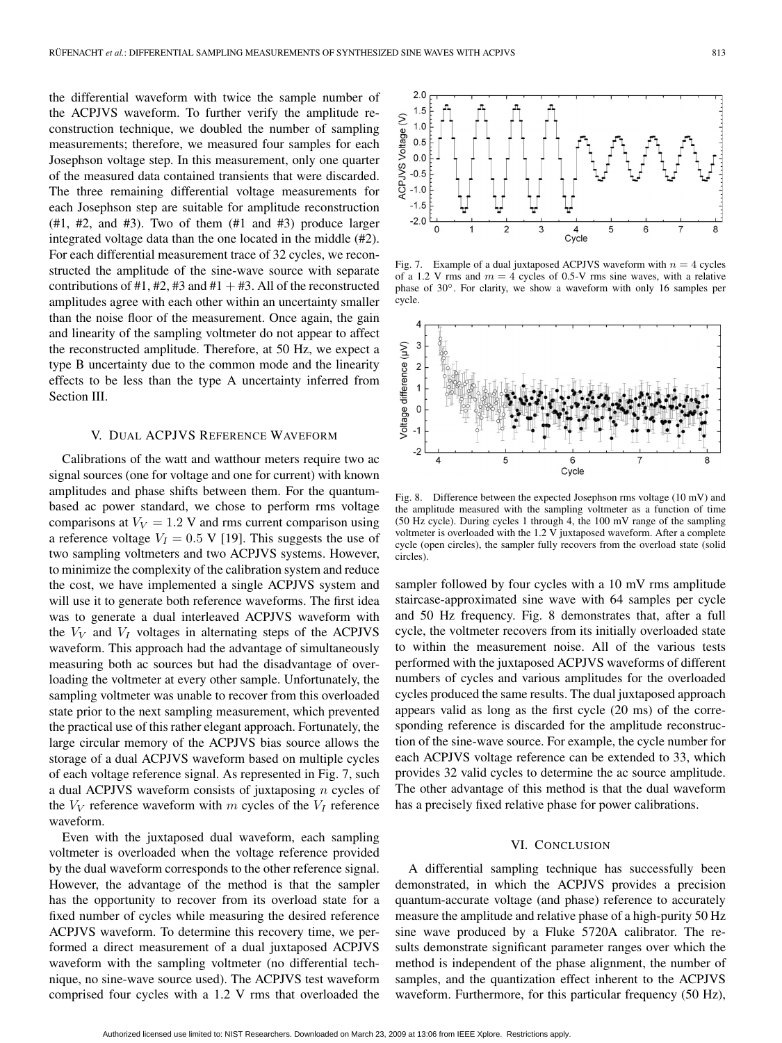the differential waveform with twice the sample number of the ACPJVS waveform. To further verify the amplitude reconstruction technique, we doubled the number of sampling measurements; therefore, we measured four samples for each Josephson voltage step. In this measurement, only one quarter of the measured data contained transients that were discarded. The three remaining differential voltage measurements for each Josephson step are suitable for amplitude reconstruction (#1, #2, and #3). Two of them (#1 and #3) produce larger integrated voltage data than the one located in the middle (#2). For each differential measurement trace of 32 cycles, we reconstructed the amplitude of the sine-wave source with separate contributions of #1, #2, #3 and #1 + #3. All of the reconstructed amplitudes agree with each other within an uncertainty smaller than the noise floor of the measurement. Once again, the gain and linearity of the sampling voltmeter do not appear to affect the reconstructed amplitude. Therefore, at 50 Hz, we expect a type B uncertainty due to the common mode and the linearity effects to be less than the type A uncertainty inferred from Section III.

## V. Dual ACPJVS Reference Waveform

Calibrations of the watt and watthour meters require two ac signal sources (one for voltage and one for current) with known amplitudes and phase shifts between them. For the quantum-based ac power standard, we chose to perform rms voltage comparisons at $V_V = 1.2$ V and rms current comparison using a reference voltage $V_I = 0.5$ V [19]. This suggests the use of two sampling voltmeters and two ACPJVS systems. However, to minimize the complexity of the calibration system and reduce the cost, we have implemented a single ACPJVS system and will use it to generate both reference waveforms. The first idea was to generate a dual interleaved ACPJVS waveform with the $V_V$ and $V_I$ voltages in alternating steps of the ACPJVS waveform. This approach had the advantage of simultaneously measuring both ac sources but had the disadvantage of overloading the voltmeter at every other sample. Unfortunately, the sampling voltmeter was unable to recover from this overloaded state prior to the next sampling measurement, which prevented the practical use of this rather elegant approach. Fortunately, the large circular memory of the ACPJVS bias source allows the storage of a dual ACPJVS waveform based on multiple cycles of each voltage reference signal. As represented in Fig. 7, such a dual ACPJVS waveform consists of juxtaposing $n$ cycles of the $V_V$ reference waveform with $m$ cycles of the $V_I$ reference waveform.

Even with the juxtaposed dual waveform, each sampling voltmeter is overloaded when the voltage reference provided by the dual waveform corresponds to the other reference signal. However, the advantage of the method is that the sampler has the opportunity to recover from its overload state for a fixed number of cycles while measuring the desired reference ACPJVS waveform. To determine this recovery time, we performed a direct measurement of a dual juxtaposed ACPJVS waveform with the sampling voltmeter (no differential technique, no sine-wave source used). The ACPJVS test waveform comprised four cycles with a 1.2 V rms that overloaded the

ACPJVS Voltage (V)
2.0
1.5
1.0
0.5
0.0
-0.5
-1.0
-1.5
-2.0
0 1 2 3 4 5 6 7 8
Cycle

Fig. 7. Example of a dual juxtaposed ACPJVS waveform with $n = 4$ cycles of a 1.2 V rms and $m = 4$ cycles of 0.5-V rms sine waves, with a relative phase of 30°. For clarity, we show a waveform with only 16 samples per cycle.

Voltage difference (μV)
4
3
2
1
0
-1
-2
4 5 6 7 8
Cycle

Fig. 8. Difference between the expected Josephson rms voltage (10 mV) and the amplitude measured with the sampling voltmeter as a function of time (50 Hz cycle). During cycles 1 through 4, the 100 mV range of the sampling voltmeter is overloaded with the 1.2 V juxtaposed waveform. After a complete cycle (open circles), the sampler fully recovers from the overload state (solid circles).

sampler followed by four cycles with a 10 mV rms amplitude staircase-approximated sine wave with 64 samples per cycle and 50 Hz frequency. Fig. 8 demonstrates that, after a full cycle, the voltmeter recovers from its initially overloaded state to within the measurement noise. All of the various tests performed with the juxtaposed ACPJVS waveforms of different numbers of cycles and various amplitudes for the overloaded cycles produced the same results. The dual juxtaposed approach appears valid as long as the first cycle (20 ms) of the corresponding reference is discarded for the amplitude reconstruction of the sine-wave source. For example, the cycle number for each ACPJVS voltage reference can be extended to 33, which provides 32 valid cycles to determine the ac source amplitude. The other advantage of this method is that the dual waveform has a precisely fixed relative phase for power calibrations.

## VI. Conclusion

A differential sampling technique has successfully been demonstrated, in which the ACPJVS provides a precision quantum-accurate voltage (and phase) reference to accurately measure the amplitude and relative phase of a high-purity 50 Hz sine wave produced by a Fluke 5720A calibrator. The results demonstrate significant parameter ranges over which the method is independent of the phase alignment, the number of samples, and the quantization effect inherent to the ACPJVS waveform. Furthermore, for this particular frequency (50 Hz),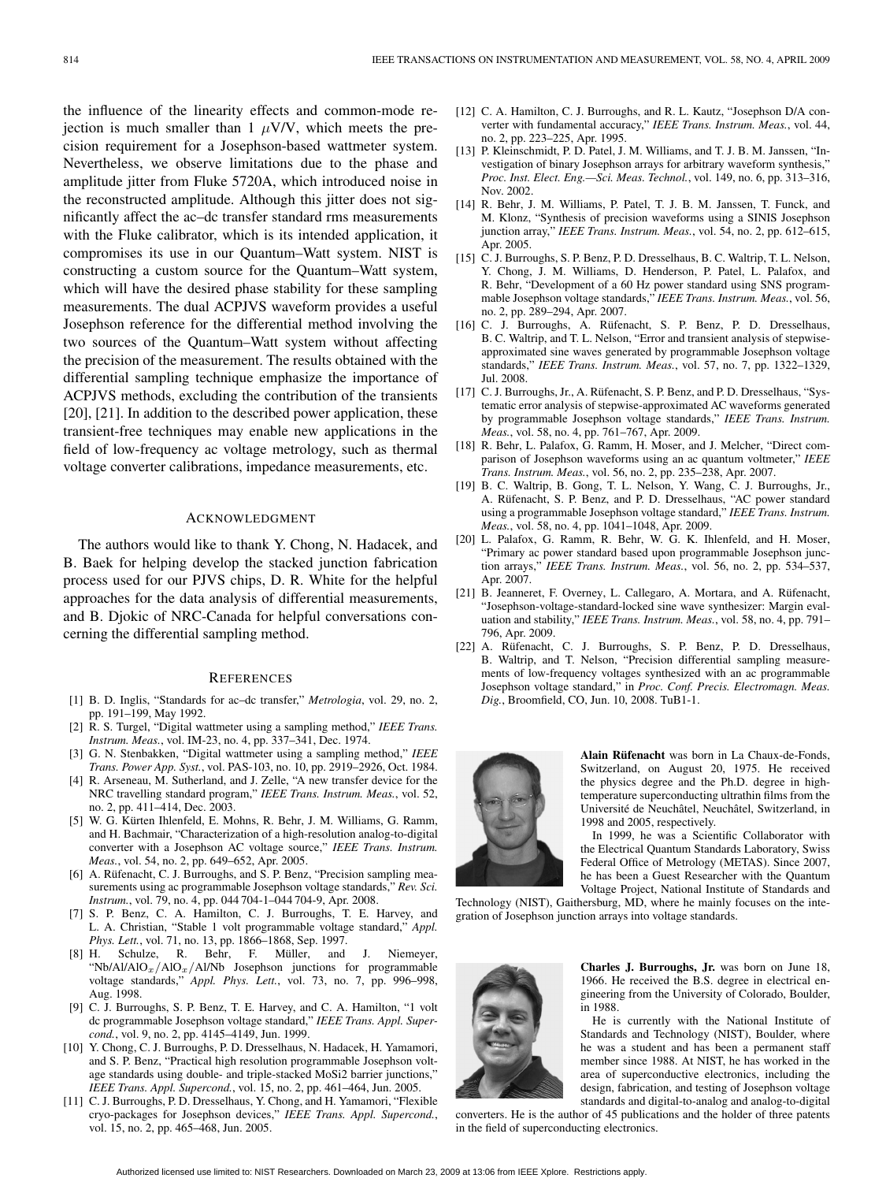the influence of the linearity effects and common-mode rejection is much smaller than 1 $\mu$V/V, which meets the precision requirement for a Josephson-based wattmeter system. Nevertheless, we observe limitations due to the phase and amplitude jitter from Fluke 5720A, which introduced noise in the reconstructed amplitude. Although this jitter does not significantly affect the ac–dc transfer standard rms measurements with the Fluke calibrator, which is its intended application, it compromises its use in our Quantum–Watt system. NIST is constructing a custom source for the Quantum–Watt system, which will have the desired phase stability for these sampling measurements. The dual ACPJVS waveform provides a useful Josephson reference for the differential method involving the two sources of the Quantum–Watt system without affecting the precision of the measurement. The results obtained with the differential sampling technique emphasize the importance of ACPJVS methods, excluding the contribution of the transients [20], [21]. In addition to the described power application, these transient-free techniques may enable new applications in the field of low-frequency ac voltage metrology, such as thermal voltage converter calibrations, impedance measurements, etc.

## Acknowledgment

The authors would like to thank Y. Chong, N. Hadacek, and B. Baek for helping develop the stacked junction fabrication process used for our PJVS chips, D. R. White for the helpful approaches for the data analysis of differential measurements, and B. Djokic of NRC-Canada for helpful conversations concerning the differential sampling method.

## References

[1] B. D. Inglis, "Standards for ac–dc transfer," *Metrologia*, vol. 29, no. 2, pp. 191–199, May 1992.

[2] R. S. Turgel, "Digital wattmeter using a sampling method," *IEEE Trans. Instrum. Meas.*, vol. IM-23, no. 4, pp. 337–341, Dec. 1974.

[3] G. N. Stenbakken, "Digital wattmeter using a sampling method," *IEEE Trans. Power App. Syst.*, vol. PAS-103, no. 10, pp. 2919–2926, Oct. 1984.

[4] R. Arseneau, M. Sutherland, and J. Zelle, "A new transfer device for the NRC travelling standard program," *IEEE Trans. Instrum. Meas.*, vol. 52, no. 2, pp. 411–414, Dec. 2003.

[5] W. G. Kürten Ihlenfeld, E. Mohns, R. Behr, J. M. Williams, G. Ramm, and H. Bachmair, "Characterization of a high-resolution analog-to-digital converter with a Josephson AC voltage source," *IEEE Trans. Instrum. Meas.*, vol. 54, no. 2, pp. 649–652, Apr. 2005.

[6] A. Rüfenacht, C. J. Burroughs, and S. P. Benz, "Precision sampling measurements using ac programmable Josephson voltage standards," *Rev. Sci. Instrum.*, vol. 79, no. 4, pp. 044 704-1–044 704-9, Apr. 2008.

[7] S. P. Benz, C. A. Hamilton, C. J. Burroughs, T. E. Harvey, and L. A. Christian, "Stable 1 volt programmable voltage standard," *Appl. Phys. Lett.*, vol. 71, no. 13, pp. 1866–1868, Sep. 1997.

[8] H. Schulze, R. Behr, F. Müller, and J. Niemeyer, "Nb/Al/AlO$_x$/AlO$_x$/Al/Nb Josephson junctions for programmable voltage standards," *Appl. Phys. Lett.*, vol. 73, no. 7, pp. 996–998, Aug. 1998.

[9] C. J. Burroughs, S. P. Benz, T. E. Harvey, and C. A. Hamilton, "1 volt dc programmable Josephson voltage standard," *IEEE Trans. Appl. Supercond.*, vol. 9, no. 2, pp. 4145–4149, Jun. 1999.

[10] Y. Chong, C. J. Burroughs, P. D. Dresselhaus, N. Hadacek, H. Yamamori, and S. P. Benz, "Practical high resolution programmable Josephson voltage standards using double- and triple-stacked MoSi2 barrier junctions," *IEEE Trans. Appl. Supercond.*, vol. 15, no. 2, pp. 461–464, Jun. 2005.

[11] C. J. Burroughs, P. D. Dresselhaus, Y. Chong, and H. Yamamori, "Flexible cryo-packages for Josephson devices," *IEEE Trans. Appl. Supercond.*, vol. 15, no. 2, pp. 465–468, Jun. 2005.

[12] C. A. Hamilton, C. J. Burroughs, and R. L. Kautz, "Josephson D/A converter with fundamental accuracy," *IEEE Trans. Instrum. Meas.*, vol. 44, no. 2, pp. 223–225, Apr. 1995.

[13] P. Kleinschmidt, P. D. Patel, J. M. Williams, and T. J. B. M. Janssen, "Investigation of binary Josephson arrays for arbitrary waveform synthesis," *Proc. Inst. Elect. Eng.—Sci. Meas. Technol.*, vol. 149, no. 6, pp. 313–316, Nov. 2002.

[14] R. Behr, J. M. Williams, P. Patel, T. J. B. M. Janssen, T. Funck, and M. Klonz, "Synthesis of precision waveforms using a SINIS Josephson junction array," *IEEE Trans. Instrum. Meas.*, vol. 54, no. 2, pp. 612–615, Apr. 2005.

[15] C. J. Burroughs, S. P. Benz, P. D. Dresselhaus, B. C. Waltrip, T. L. Nelson, Y. Chong, J. M. Williams, D. Henderson, P. Patel, L. Palafox, and R. Behr, "Development of a 60 Hz power standard using SNS programmable Josephson voltage standards," *IEEE Trans. Instrum. Meas.*, vol. 56, no. 2, pp. 289–294, Apr. 2007.

[16] C. J. Burroughs, A. Rüfenacht, S. P. Benz, P. D. Dresselhaus, B. C. Waltrip, and T. L. Nelson, "Error and transient analysis of stepwise-approximated sine waves generated by programmable Josephson voltage standards," *IEEE Trans. Instrum. Meas.*, vol. 57, no. 7, pp. 1322–1329, Jul. 2008.

[17] C. J. Burroughs, Jr., A. Rüfenacht, S. P. Benz, and P. D. Dresselhaus, "Systematic error analysis of stepwise-approximated AC waveforms generated by programmable Josephson voltage standards," *IEEE Trans. Instrum. Meas.*, vol. 58, no. 4, pp. 761–767, Apr. 2009.

[18] R. Behr, L. Palafox, G. Ramm, H. Moser, and J. Melcher, "Direct comparison of Josephson waveforms using an ac quantum voltmeter," *IEEE Trans. Instrum. Meas.*, vol. 56, no. 2, pp. 235–238, Apr. 2007.

[19] B. C. Waltrip, B. Gong, T. L. Nelson, Y. Wang, C. J. Burroughs, Jr., A. Rüfenacht, S. P. Benz, and P. D. Dresselhaus, "AC power standard using a programmable Josephson voltage standard," *IEEE Trans. Instrum. Meas.*, vol. 58, no. 4, pp. 1041–1048, Apr. 2009.

[20] L. Palafox, G. Ramm, R. Behr, W. G. K. Ihlenfeld, and H. Moser, "Primary ac power standard based upon programmable Josephson junction arrays," *IEEE Trans. Instrum. Meas.*, vol. 56, no. 2, pp. 534–537, Apr. 2007.

[21] B. Jeanneret, F. Overney, L. Callegaro, A. Mortara, and A. Rüfenacht, "Josephson-voltage-standard-locked sine wave synthesizer: Margin evaluation and stability," *IEEE Trans. Instrum. Meas.*, vol. 58, no. 4, pp. 791–796, Apr. 2009.

[22] A. Rüfenacht, C. J. Burroughs, S. P. Benz, P. D. Dresselhaus, B. Waltrip, and T. Nelson, "Precision differential sampling measurements of low-frequency voltages synthesized with an ac programmable Josephson voltage standard," in *Proc. Conf. Precis. Electromagn. Meas. Dig.*, Broomfield, CO, Jun. 10, 2008. TuB1-1.

**Alain Rüfenacht** was born in La Chaux-de-Fonds, Switzerland, on August 20, 1975. He received the physics degree and the Ph.D. degree in high-temperature superconducting ultrathin films from the Université de Neuchâtel, Neuchâtel, Switzerland, in 1998 and 2005, respectively.

In 1999, he was a Scientific Collaborator with the Electrical Quantum Standards Laboratory, Swiss Federal Office of Metrology (METAS). Since 2007, he has been a Guest Researcher with the Quantum Voltage Project, National Institute of Standards and Technology (NIST), Gaithersburg, MD, where he mainly focuses on the integration of Josephson junction arrays into voltage standards.

**Charles J. Burroughs, Jr.** was born on June 18, 1966. He received the B.S. degree in electrical engineering from the University of Colorado, Boulder, in 1988.

He is currently with the National Institute of Standards and Technology (NIST), Boulder, where he was a student and has been a permanent staff member since 1988. At NIST, he has worked in the area of superconductive electronics, including the design, fabrication, and testing of Josephson voltage standards and digital-to-analog and analog-to-digital converters. He is the author of 45 publications and the holder of three patents in the field of superconducting electronics.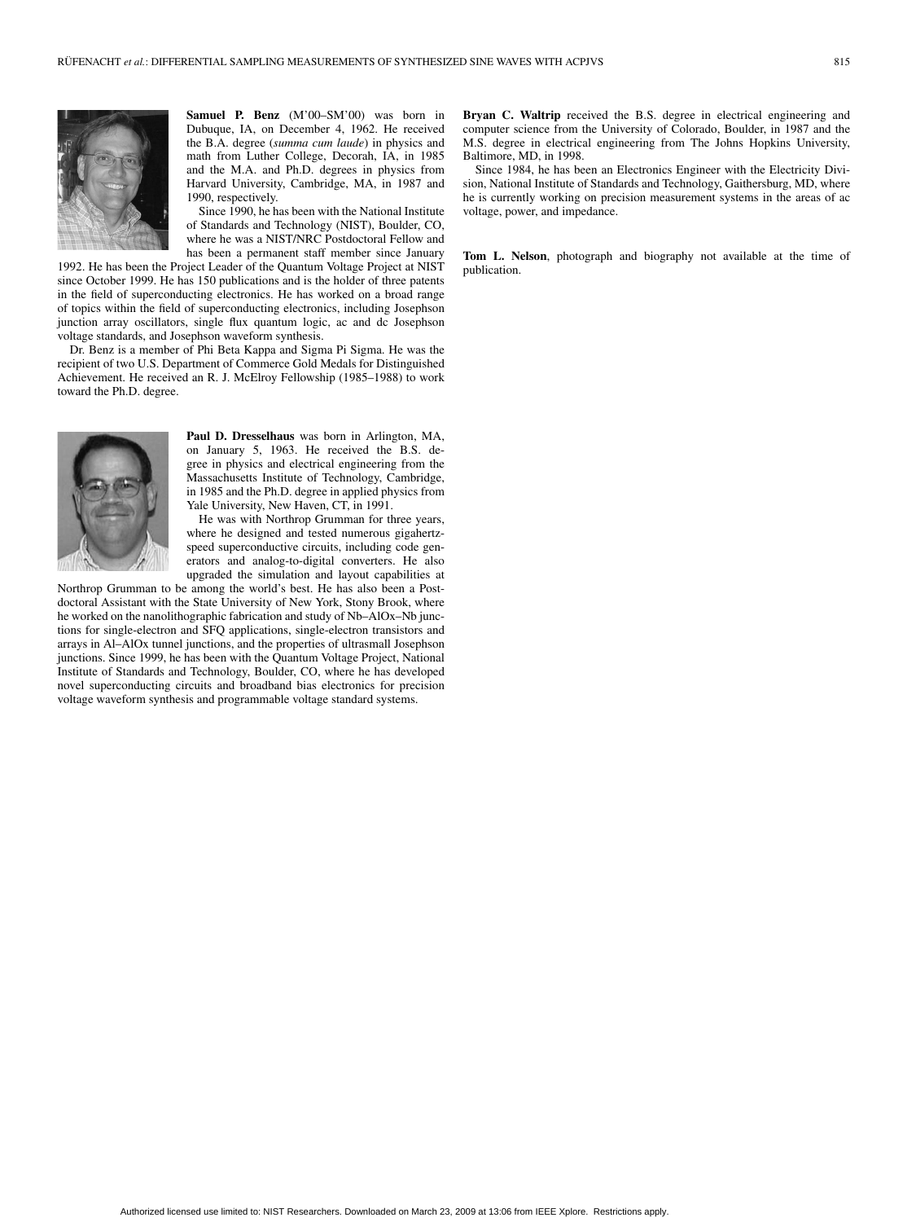**Samuel P. Benz** (M'00–SM'00) was born in Dubuque, IA, on December 4, 1962. He received the B.A. degree (*summa cum laude*) in physics and math from Luther College, Decorah, IA, in 1985 and the M.A. and Ph.D. degrees in physics from Harvard University, Cambridge, MA, in 1987 and 1990, respectively.

Since 1990, he has been with the National Institute of Standards and Technology (NIST), Boulder, CO, where he was a NIST/NRC Postdoctoral Fellow and has been a permanent staff member since January 1992. He has been the Project Leader of the Quantum Voltage Project at NIST since October 1999. He has 150 publications and is the holder of three patents in the field of superconducting electronics. He has worked on a broad range of topics within the field of superconducting electronics, including Josephson junction array oscillators, single flux quantum logic, ac and dc Josephson voltage standards, and Josephson waveform synthesis.

Dr. Benz is a member of Phi Beta Kappa and Sigma Pi Sigma. He was the recipient of two U.S. Department of Commerce Gold Medals for Distinguished Achievement. He received an R. J. McElroy Fellowship (1985–1988) to work toward the Ph.D. degree.

**Paul D. Dresselhaus** was born in Arlington, MA, on January 5, 1963. He received the B.S. degree in physics and electrical engineering from the Massachusetts Institute of Technology, Cambridge, in 1985 and the Ph.D. degree in applied physics from Yale University, New Haven, CT, in 1991.

He was with Northrop Grumman for three years, where he designed and tested numerous gigahertz-speed superconductive circuits, including code generators and analog-to-digital converters. He also upgraded the simulation and layout capabilities at Northrop Grumman to be among the world's best. He has also been a Postdoctoral Assistant with the State University of New York, Stony Brook, where he worked on the nanolithographic fabrication and study of Nb–AlOx–Nb junctions for single-electron and SFQ applications, single-electron transistors and arrays in Al–AlOx tunnel junctions, and the properties of ultrasmall Josephson junctions. Since 1999, he has been with the Quantum Voltage Project, National Institute of Standards and Technology, Boulder, CO, where he has developed novel superconducting circuits and broadband bias electronics for precision voltage waveform synthesis and programmable voltage standard systems.

**Bryan C. Waltrip** received the B.S. degree in electrical engineering and computer science from the University of Colorado, Boulder, in 1987 and the M.S. degree in electrical engineering from The Johns Hopkins University, Baltimore, MD, in 1998.

Since 1984, he has been an Electronics Engineer with the Electricity Division, National Institute of Standards and Technology, Gaithersburg, MD, where he is currently working on precision measurement systems in the areas of ac voltage, power, and impedance.

**Tom L. Nelson**, photograph and biography not available at the time of publication.